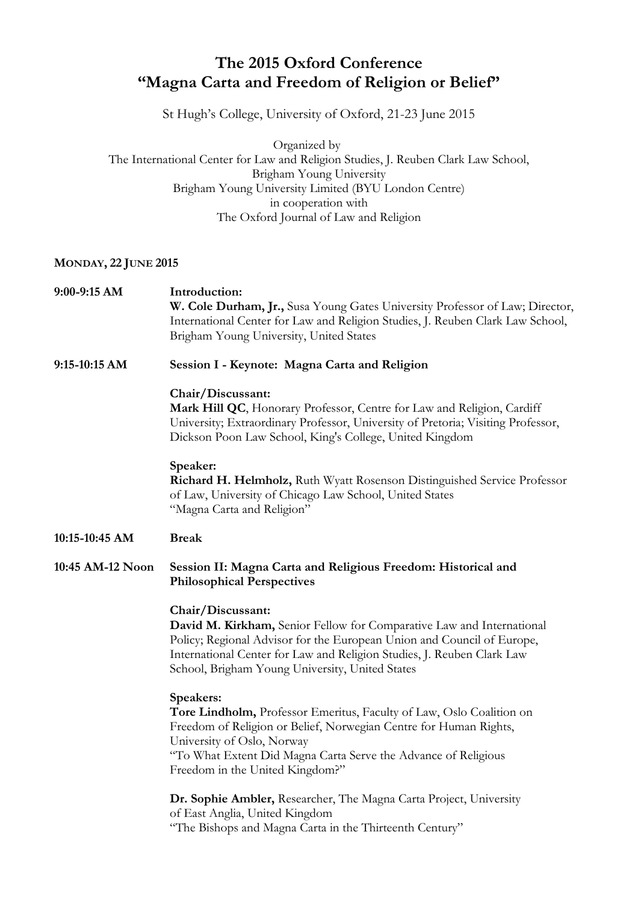# The 2015 Oxford Conference
# "Magna Carta and Freedom of Religion or Belief"

St Hugh's College, University of Oxford, 21-23 June 2015

Organized by
The International Center for Law and Religion Studies, J. Reuben Clark Law School, Brigham Young University
Brigham Young University Limited (BYU London Centre)
in cooperation with
The Oxford Journal of Law and Religion

## MONDAY, 22 JUNE 2015

**9:00-9:15 AM** **Introduction:**
**W. Cole Durham, Jr.,** Susa Young Gates University Professor of Law; Director, International Center for Law and Religion Studies, J. Reuben Clark Law School, Brigham Young University, United States

**9:15-10:15 AM** **Session I - Keynote: Magna Carta and Religion**

**Chair/Discussant:**
**Mark Hill QC**, Honorary Professor, Centre for Law and Religion, Cardiff University; Extraordinary Professor, University of Pretoria; Visiting Professor, Dickson Poon Law School, King's College, United Kingdom

**Speaker:**
**Richard H. Helmholz,** Ruth Wyatt Rosenson Distinguished Service Professor of Law, University of Chicago Law School, United States
"Magna Carta and Religion"

**10:15-10:45 AM** **Break**

**10:45 AM-12 Noon** **Session II: Magna Carta and Religious Freedom: Historical and Philosophical Perspectives**

**Chair/Discussant:**
**David M. Kirkham,** Senior Fellow for Comparative Law and International Policy; Regional Advisor for the European Union and Council of Europe, International Center for Law and Religion Studies, J. Reuben Clark Law School, Brigham Young University, United States

**Speakers:**
**Tore Lindholm,** Professor Emeritus, Faculty of Law, Oslo Coalition on Freedom of Religion or Belief, Norwegian Centre for Human Rights, University of Oslo, Norway
"To What Extent Did Magna Carta Serve the Advance of Religious Freedom in the United Kingdom?"

**Dr. Sophie Ambler,** Researcher, The Magna Carta Project, University of East Anglia, United Kingdom
"The Bishops and Magna Carta in the Thirteenth Century"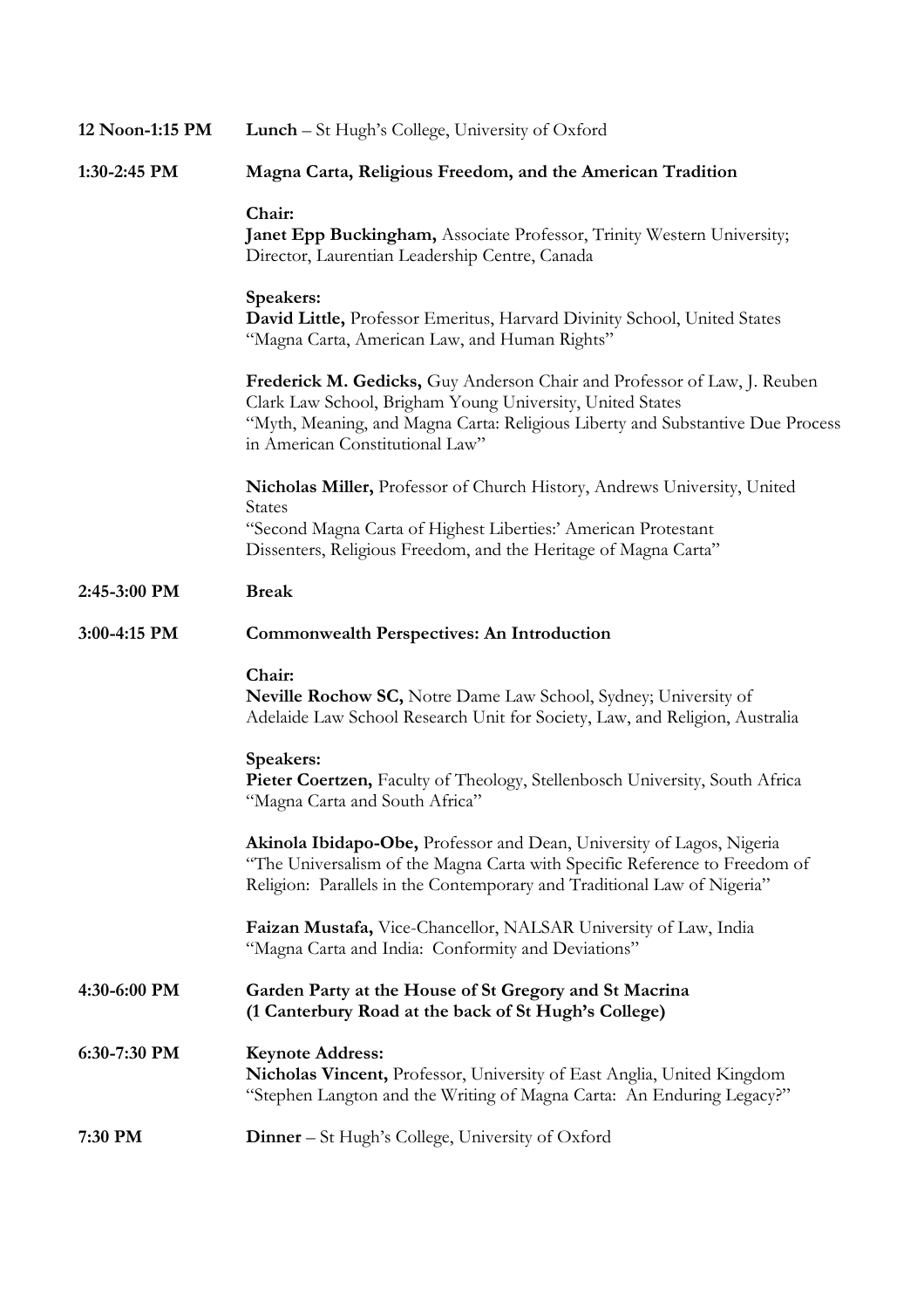**12 Noon-1:15 PM** **Lunch** – St Hugh's College, University of Oxford

**1:30-2:45 PM** **Magna Carta, Religious Freedom, and the American Tradition**

**Chair:**
**Janet Epp Buckingham,** Associate Professor, Trinity Western University; Director, Laurentian Leadership Centre, Canada

**Speakers:**
**David Little,** Professor Emeritus, Harvard Divinity School, United States
"Magna Carta, American Law, and Human Rights"

**Frederick M. Gedicks,** Guy Anderson Chair and Professor of Law, J. Reuben Clark Law School, Brigham Young University, United States
"Myth, Meaning, and Magna Carta: Religious Liberty and Substantive Due Process in American Constitutional Law"

**Nicholas Miller,** Professor of Church History, Andrews University, United States
"Second Magna Carta of Highest Liberties:' American Protestant Dissenters, Religious Freedom, and the Heritage of Magna Carta"

**2:45-3:00 PM** **Break**

**3:00-4:15 PM** **Commonwealth Perspectives: An Introduction**

**Chair:**
**Neville Rochow SC,** Notre Dame Law School, Sydney; University of Adelaide Law School Research Unit for Society, Law, and Religion, Australia

**Speakers:**
**Pieter Coertzen,** Faculty of Theology, Stellenbosch University, South Africa
"Magna Carta and South Africa"

**Akinola Ibidapo-Obe,** Professor and Dean, University of Lagos, Nigeria
"The Universalism of the Magna Carta with Specific Reference to Freedom of Religion: Parallels in the Contemporary and Traditional Law of Nigeria"

**Faizan Mustafa,** Vice-Chancellor, NALSAR University of Law, India
"Magna Carta and India: Conformity and Deviations"

**4:30-6:00 PM** **Garden Party at the House of St Gregory and St Macrina (1 Canterbury Road at the back of St Hugh's College)**

**6:30-7:30 PM** **Keynote Address:**
**Nicholas Vincent,** Professor, University of East Anglia, United Kingdom
"Stephen Langton and the Writing of Magna Carta: An Enduring Legacy?"

**7:30 PM** **Dinner** – St Hugh's College, University of Oxford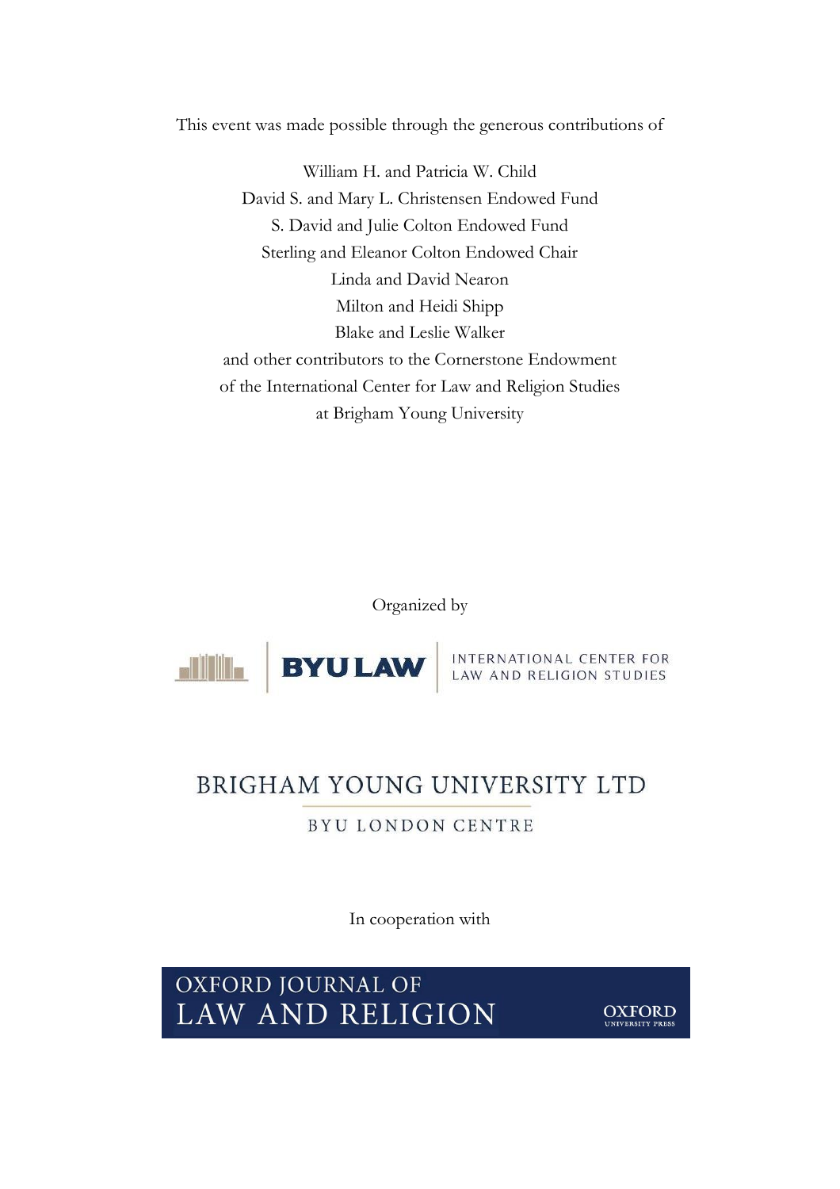This event was made possible through the generous contributions of

William H. and Patricia W. Child
David S. and Mary L. Christensen Endowed Fund
S. David and Julie Colton Endowed Fund
Sterling and Eleanor Colton Endowed Chair
Linda and David Nearon
Milton and Heidi Shipp
Blake and Leslie Walker
and other contributors to the Cornerstone Endowment
of the International Center for Law and Religion Studies
at Brigham Young University

Organized by

BYU LAW | INTERNATIONAL CENTER FOR LAW AND RELIGION STUDIES

BRIGHAM YOUNG UNIVERSITY LTD

BYU LONDON CENTRE

In cooperation with

OXFORD JOURNAL OF LAW AND RELIGION

OXFORD UNIVERSITY PRESS